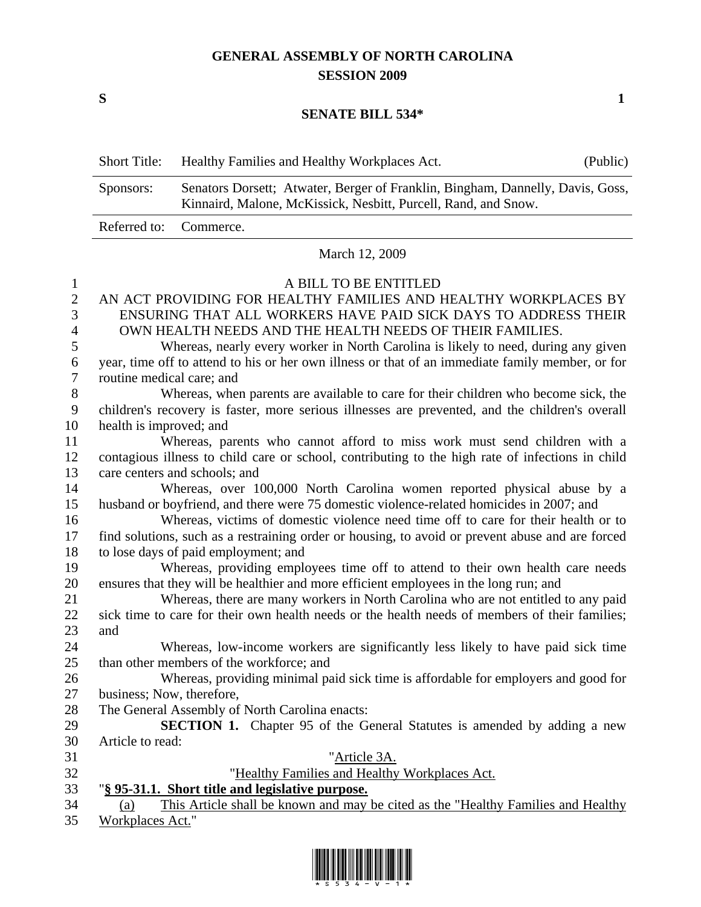# GENERAL ASSEMBLY OF NORTH CAROLINA
## SESSION 2009

**S** **1**

## SENATE BILL 534*

| Short Title: | Healthy Families and Healthy Workplaces Act. | (Public) |
|---|---|---|
| Sponsors: | Senators Dorsett; Atwater, Berger of Franklin, Bingham, Dannelly, Davis, Goss, Kinnaird, Malone, McKissick, Nesbitt, Purcell, Rand, and Snow. | |
| Referred to: | Commerce. | |

March 12, 2009

A BILL TO BE ENTITLED

AN ACT PROVIDING FOR HEALTHY FAMILIES AND HEALTHY WORKPLACES BY ENSURING THAT ALL WORKERS HAVE PAID SICK DAYS TO ADDRESS THEIR OWN HEALTH NEEDS AND THE HEALTH NEEDS OF THEIR FAMILIES.

Whereas, nearly every worker in North Carolina is likely to need, during any given year, time off to attend to his or her own illness or that of an immediate family member, or for routine medical care; and

Whereas, when parents are available to care for their children who become sick, the children's recovery is faster, more serious illnesses are prevented, and the children's overall health is improved; and

Whereas, parents who cannot afford to miss work must send children with a contagious illness to child care or school, contributing to the high rate of infections in child care centers and schools; and

Whereas, over 100,000 North Carolina women reported physical abuse by a husband or boyfriend, and there were 75 domestic violence-related homicides in 2007; and

Whereas, victims of domestic violence need time off to care for their health or to find solutions, such as a restraining order or housing, to avoid or prevent abuse and are forced to lose days of paid employment; and

Whereas, providing employees time off to attend to their own health care needs ensures that they will be healthier and more efficient employees in the long run; and

Whereas, there are many workers in North Carolina who are not entitled to any paid sick time to care for their own health needs or the health needs of members of their families; and

Whereas, low-income workers are significantly less likely to have paid sick time than other members of the workforce; and

Whereas, providing minimal paid sick time is affordable for employers and good for business; Now, therefore,

The General Assembly of North Carolina enacts:

**SECTION 1.** Chapter 95 of the General Statutes is amended by adding a new Article to read:

"<u>Article 3A.</u>

"<u>Healthy Families and Healthy Workplaces Act.</u>

"**<u>§ 95-31.1. Short title and legislative purpose.</u>**

<u>(a) This Article shall be known and may be cited as the "Healthy Families and Healthy Workplaces Act."</u>"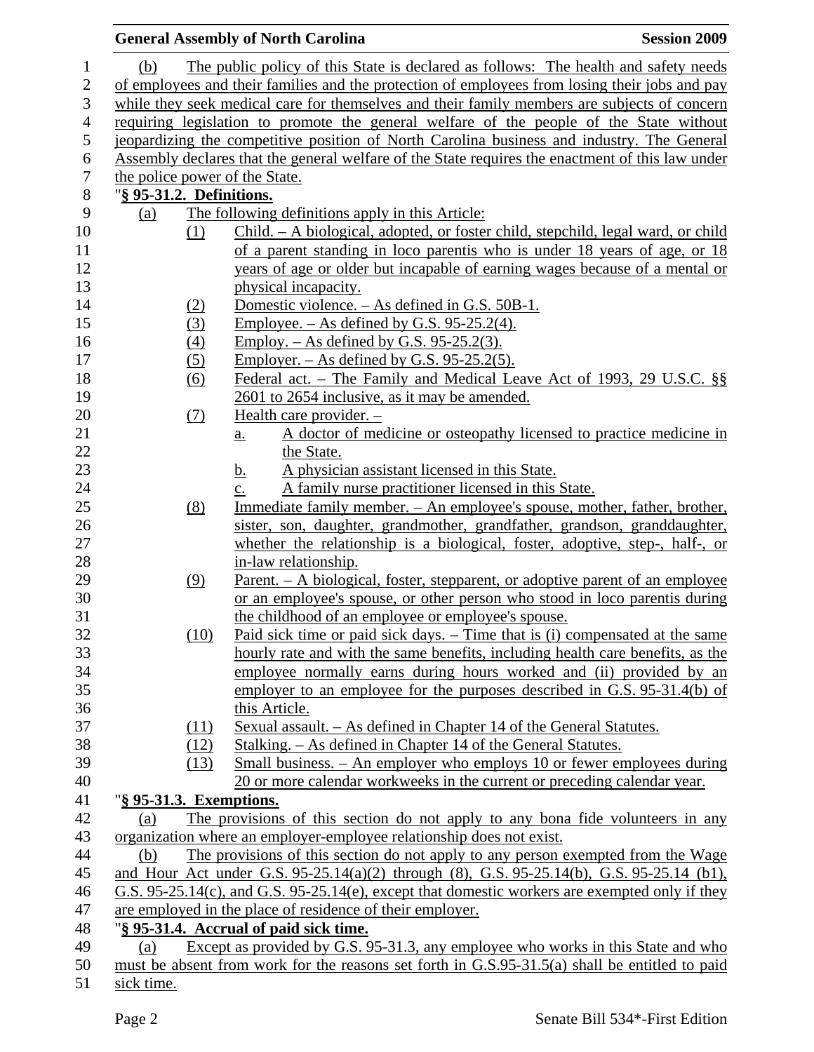(b) The public policy of this State is declared as follows: The health and safety needs of employees and their families and the protection of employees from losing their jobs and pay while they seek medical care for themselves and their family members are subjects of concern requiring legislation to promote the general welfare of the people of the State without jeopardizing the competitive position of North Carolina business and industry. The General Assembly declares that the general welfare of the State requires the enactment of this law under the police power of the State.

"**§ 95-31.2. Definitions.**

(a) The following definitions apply in this Article:

(1) Child. – A biological, adopted, or foster child, stepchild, legal ward, or child of a parent standing in loco parentis who is under 18 years of age, or 18 years of age or older but incapable of earning wages because of a mental or physical incapacity.

(2) Domestic violence. – As defined in G.S. 50B-1.

(3) Employee. – As defined by G.S. 95-25.2(4).

(4) Employ. – As defined by G.S. 95-25.2(3).

(5) Employer. – As defined by G.S. 95-25.2(5).

(6) Federal act. – The Family and Medical Leave Act of 1993, 29 U.S.C. §§ 2601 to 2654 inclusive, as it may be amended.

(7) Health care provider. –

a. A doctor of medicine or osteopathy licensed to practice medicine in the State.

b. A physician assistant licensed in this State.

c. A family nurse practitioner licensed in this State.

(8) Immediate family member. – An employee's spouse, mother, father, brother, sister, son, daughter, grandmother, grandfather, grandson, granddaughter, whether the relationship is a biological, foster, adoptive, step-, half-, or in-law relationship.

(9) Parent. – A biological, foster, stepparent, or adoptive parent of an employee or an employee's spouse, or other person who stood in loco parentis during the childhood of an employee or employee's spouse.

(10) Paid sick time or paid sick days. – Time that is (i) compensated at the same hourly rate and with the same benefits, including health care benefits, as the employee normally earns during hours worked and (ii) provided by an employer to an employee for the purposes described in G.S. 95-31.4(b) of this Article.

(11) Sexual assault. – As defined in Chapter 14 of the General Statutes.

(12) Stalking. – As defined in Chapter 14 of the General Statutes.

(13) Small business. – An employer who employs 10 or fewer employees during 20 or more calendar workweeks in the current or preceding calendar year.

"**§ 95-31.3. Exemptions.**

(a) The provisions of this section do not apply to any bona fide volunteers in any organization where an employer-employee relationship does not exist.

(b) The provisions of this section do not apply to any person exempted from the Wage and Hour Act under G.S. 95-25.14(a)(2) through (8), G.S. 95-25.14(b), G.S. 95-25.14 (b1), G.S. 95-25.14(c), and G.S. 95-25.14(e), except that domestic workers are exempted only if they are employed in the place of residence of their employer.

"**§ 95-31.4. Accrual of paid sick time.**

(a) Except as provided by G.S. 95-31.3, any employee who works in this State and who must be absent from work for the reasons set forth in G.S.95-31.5(a) shall be entitled to paid sick time.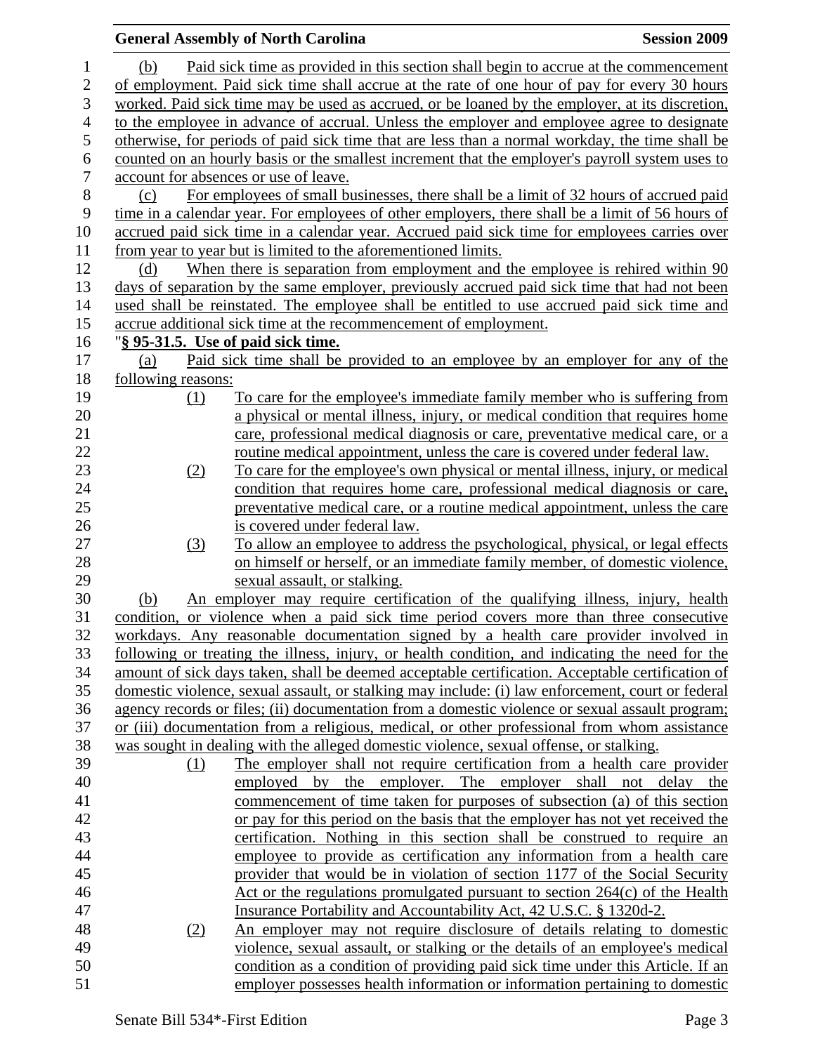(b) Paid sick time as provided in this section shall begin to accrue at the commencement of employment. Paid sick time shall accrue at the rate of one hour of pay for every 30 hours worked. Paid sick time may be used as accrued, or be loaned by the employer, at its discretion, to the employee in advance of accrual. Unless the employer and employee agree to designate otherwise, for periods of paid sick time that are less than a normal workday, the time shall be counted on an hourly basis or the smallest increment that the employer's payroll system uses to account for absences or use of leave.

(c) For employees of small businesses, there shall be a limit of 32 hours of accrued paid time in a calendar year. For employees of other employers, there shall be a limit of 56 hours of accrued paid sick time in a calendar year. Accrued paid sick time for employees carries over from year to year but is limited to the aforementioned limits.

(d) When there is separation from employment and the employee is rehired within 90 days of separation by the same employer, previously accrued paid sick time that had not been used shall be reinstated. The employee shall be entitled to use accrued paid sick time and accrue additional sick time at the recommencement of employment.

"**§ 95-31.5. Use of paid sick time.**

(a) Paid sick time shall be provided to an employee by an employer for any of the following reasons:

(1) To care for the employee's immediate family member who is suffering from a physical or mental illness, injury, or medical condition that requires home care, professional medical diagnosis or care, preventative medical care, or a routine medical appointment, unless the care is covered under federal law.

(2) To care for the employee's own physical or mental illness, injury, or medical condition that requires home care, professional medical diagnosis or care, preventative medical care, or a routine medical appointment, unless the care is covered under federal law.

(3) To allow an employee to address the psychological, physical, or legal effects on himself or herself, or an immediate family member, of domestic violence, sexual assault, or stalking.

(b) An employer may require certification of the qualifying illness, injury, health condition, or violence when a paid sick time period covers more than three consecutive workdays. Any reasonable documentation signed by a health care provider involved in following or treating the illness, injury, or health condition, and indicating the need for the amount of sick days taken, shall be deemed acceptable certification. Acceptable certification of domestic violence, sexual assault, or stalking may include: (i) law enforcement, court or federal agency records or files; (ii) documentation from a domestic violence or sexual assault program; or (iii) documentation from a religious, medical, or other professional from whom assistance was sought in dealing with the alleged domestic violence, sexual offense, or stalking.

(1) The employer shall not require certification from a health care provider employed by the employer. The employer shall not delay the commencement of time taken for purposes of subsection (a) of this section or pay for this period on the basis that the employer has not yet received the certification. Nothing in this section shall be construed to require an employee to provide as certification any information from a health care provider that would be in violation of section 1177 of the Social Security Act or the regulations promulgated pursuant to section 264(c) of the Health Insurance Portability and Accountability Act, 42 U.S.C. § 1320d-2.

(2) An employer may not require disclosure of details relating to domestic violence, sexual assault, or stalking or the details of an employee's medical condition as a condition of providing paid sick time under this Article. If an employer possesses health information or information pertaining to domestic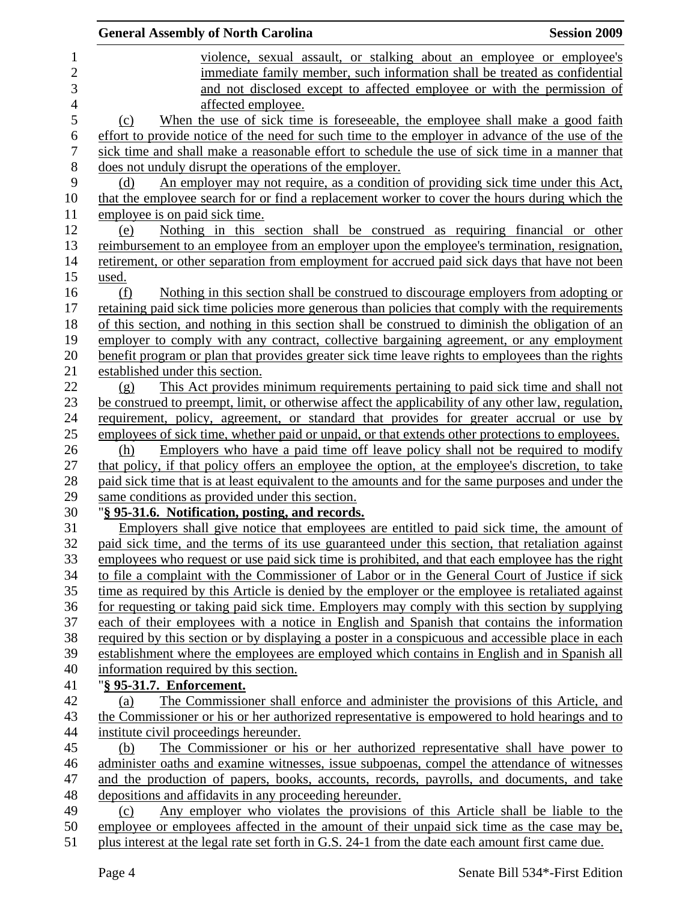violence, sexual assault, or stalking about an employee or employee's immediate family member, such information shall be treated as confidential and not disclosed except to affected employee or with the permission of affected employee.

(c) When the use of sick time is foreseeable, the employee shall make a good faith effort to provide notice of the need for such time to the employer in advance of the use of the sick time and shall make a reasonable effort to schedule the use of sick time in a manner that does not unduly disrupt the operations of the employer.

(d) An employer may not require, as a condition of providing sick time under this Act, that the employee search for or find a replacement worker to cover the hours during which the employee is on paid sick time.

(e) Nothing in this section shall be construed as requiring financial or other reimbursement to an employee from an employer upon the employee's termination, resignation, retirement, or other separation from employment for accrued paid sick days that have not been used.

(f) Nothing in this section shall be construed to discourage employers from adopting or retaining paid sick time policies more generous than policies that comply with the requirements of this section, and nothing in this section shall be construed to diminish the obligation of an employer to comply with any contract, collective bargaining agreement, or any employment benefit program or plan that provides greater sick time leave rights to employees than the rights established under this section.

(g) This Act provides minimum requirements pertaining to paid sick time and shall not be construed to preempt, limit, or otherwise affect the applicability of any other law, regulation, requirement, policy, agreement, or standard that provides for greater accrual or use by employees of sick time, whether paid or unpaid, or that extends other protections to employees.

(h) Employers who have a paid time off leave policy shall not be required to modify that policy, if that policy offers an employee the option, at the employee's discretion, to take paid sick time that is at least equivalent to the amounts and for the same purposes and under the same conditions as provided under this section.

"**§ 95-31.6. Notification, posting, and records.**

Employers shall give notice that employees are entitled to paid sick time, the amount of paid sick time, and the terms of its use guaranteed under this section, that retaliation against employees who request or use paid sick time is prohibited, and that each employee has the right to file a complaint with the Commissioner of Labor or in the General Court of Justice if sick time as required by this Article is denied by the employer or the employee is retaliated against for requesting or taking paid sick time. Employers may comply with this section by supplying each of their employees with a notice in English and Spanish that contains the information required by this section or by displaying a poster in a conspicuous and accessible place in each establishment where the employees are employed which contains in English and in Spanish all information required by this section.

"**§ 95-31.7. Enforcement.**

(a) The Commissioner shall enforce and administer the provisions of this Article, and the Commissioner or his or her authorized representative is empowered to hold hearings and to institute civil proceedings hereunder.

(b) The Commissioner or his or her authorized representative shall have power to administer oaths and examine witnesses, issue subpoenas, compel the attendance of witnesses and the production of papers, books, accounts, records, payrolls, and documents, and take depositions and affidavits in any proceeding hereunder.

(c) Any employer who violates the provisions of this Article shall be liable to the employee or employees affected in the amount of their unpaid sick time as the case may be, plus interest at the legal rate set forth in G.S. 24-1 from the date each amount first came due.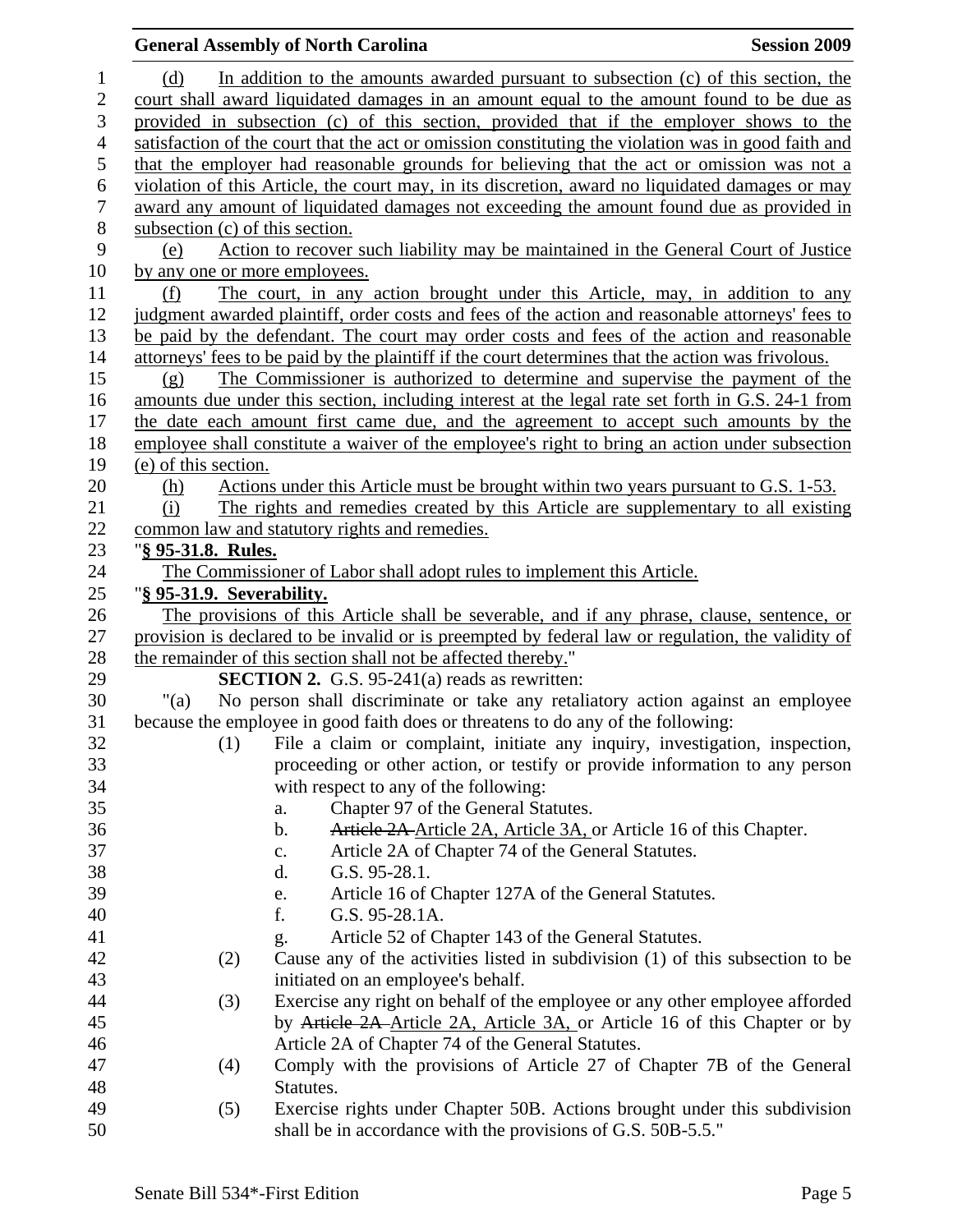(d) In addition to the amounts awarded pursuant to subsection (c) of this section, the court shall award liquidated damages in an amount equal to the amount found to be due as provided in subsection (c) of this section, provided that if the employer shows to the satisfaction of the court that the act or omission constituting the violation was in good faith and that the employer had reasonable grounds for believing that the act or omission was not a violation of this Article, the court may, in its discretion, award no liquidated damages or may award any amount of liquidated damages not exceeding the amount found due as provided in subsection (c) of this section.

(e) Action to recover such liability may be maintained in the General Court of Justice by any one or more employees.

(f) The court, in any action brought under this Article, may, in addition to any judgment awarded plaintiff, order costs and fees of the action and reasonable attorneys' fees to be paid by the defendant. The court may order costs and fees of the action and reasonable attorneys' fees to be paid by the plaintiff if the court determines that the action was frivolous.

(g) The Commissioner is authorized to determine and supervise the payment of the amounts due under this section, including interest at the legal rate set forth in G.S. 24-1 from the date each amount first came due, and the agreement to accept such amounts by the employee shall constitute a waiver of the employee's right to bring an action under subsection (e) of this section.

(h) Actions under this Article must be brought within two years pursuant to G.S. 1-53.

(i) The rights and remedies created by this Article are supplementary to all existing common law and statutory rights and remedies.

"**§ 95-31.8. Rules.**

The Commissioner of Labor shall adopt rules to implement this Article.

"**§ 95-31.9. Severability.**

The provisions of this Article shall be severable, and if any phrase, clause, sentence, or provision is declared to be invalid or is preempted by federal law or regulation, the validity of the remainder of this section shall not be affected thereby."

**SECTION 2.** G.S. 95-241(a) reads as rewritten:

"(a) No person shall discriminate or take any retaliatory action against an employee because the employee in good faith does or threatens to do any of the following:

(1) File a claim or complaint, initiate any inquiry, investigation, inspection, proceeding or other action, or testify or provide information to any person with respect to any of the following:
  a. Chapter 97 of the General Statutes.
  b. ~~Article 2A~~ Article 2A, Article 3A, or Article 16 of this Chapter.
  c. Article 2A of Chapter 74 of the General Statutes.
  d. G.S. 95-28.1.
  e. Article 16 of Chapter 127A of the General Statutes.
  f. G.S. 95-28.1A.
  g. Article 52 of Chapter 143 of the General Statutes.

(2) Cause any of the activities listed in subdivision (1) of this subsection to be initiated on an employee's behalf.

(3) Exercise any right on behalf of the employee or any other employee afforded by ~~Article 2A~~ Article 2A, Article 3A, or Article 16 of this Chapter or by Article 2A of Chapter 74 of the General Statutes.

(4) Comply with the provisions of Article 27 of Chapter 7B of the General Statutes.

(5) Exercise rights under Chapter 50B. Actions brought under this subdivision shall be in accordance with the provisions of G.S. 50B-5.5."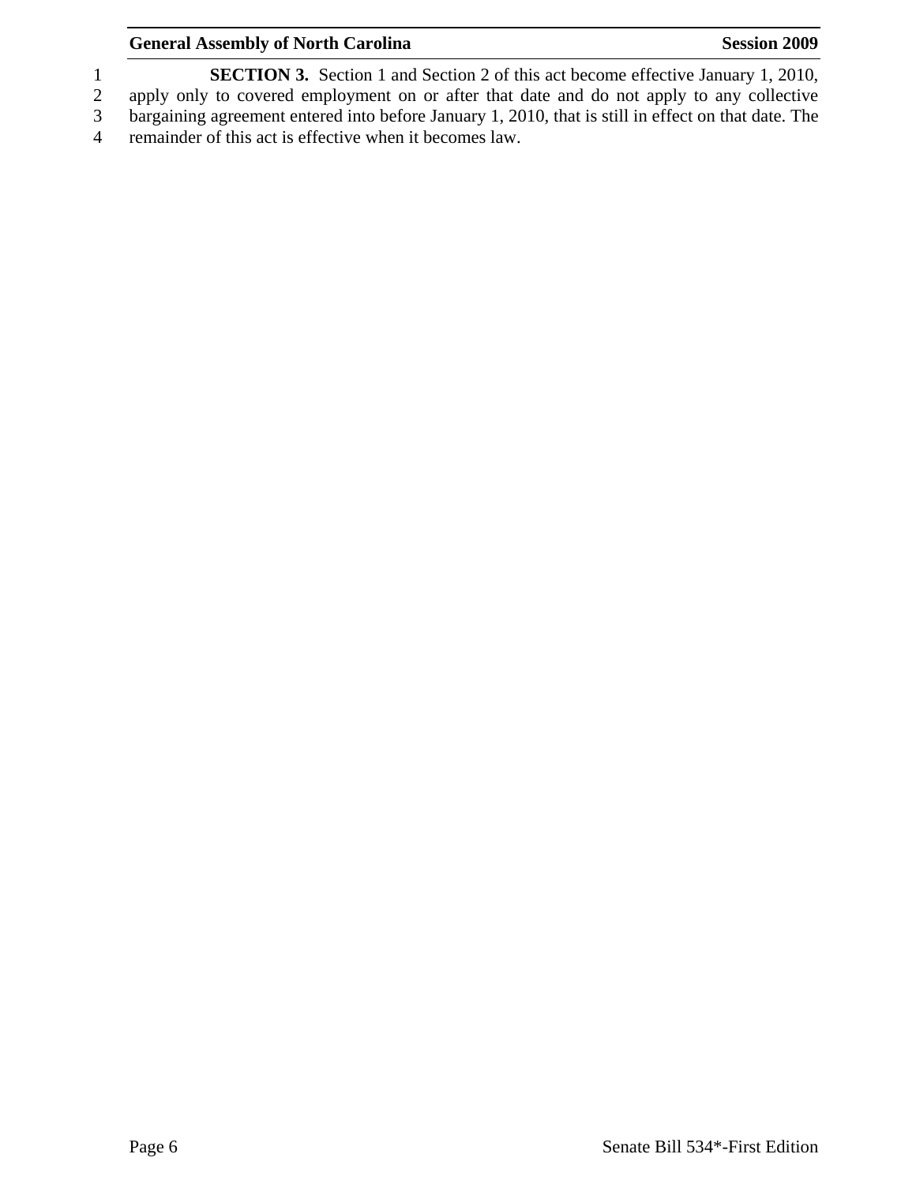**SECTION 3.** Section 1 and Section 2 of this act become effective January 1, 2010, apply only to covered employment on or after that date and do not apply to any collective bargaining agreement entered into before January 1, 2010, that is still in effect on that date. The remainder of this act is effective when it becomes law.